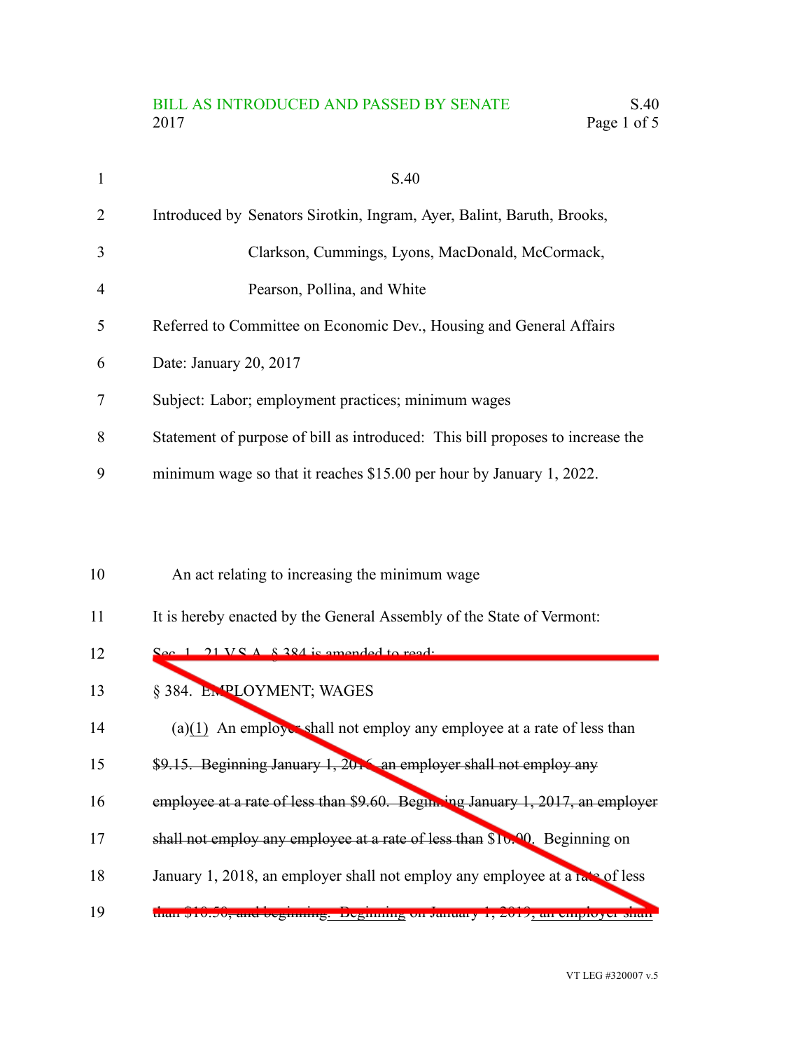S.40

Introduced by Senators Sirotkin, Ingram, Ayer, Balint, Baruth, Brooks, Clarkson, Cummings, Lyons, MacDonald, McCormack, Pearson, Pollina, and White

Referred to Committee on Economic Dev., Housing and General Affairs

Date: January 20, 2017

Subject: Labor; employment practices; minimum wages

Statement of purpose of bill as introduced: This bill proposes to increase the minimum wage so that it reaches $15.00 per hour by January 1, 2022.

An act relating to increasing the minimum wage

It is hereby enacted by the General Assembly of the State of Vermont:

~~Sec. 1. 21 V.S.A. § 384 is amended to read:~~

§ 384. EMPLOYMENT; WAGES

(a)(1) An employer shall not employ any employee at a rate of less than ~~$9.15. Beginning January 1, 2016, an employer shall not employ any employee at a rate of less than $9.60. Beginning January 1, 2017, an employer shall not employ any employee at a rate of less than~~ $10.00. Beginning on January 1, 2018, an employer shall not employ any employee at a rate of less than $10.50~~, and beginning~~. Beginning on January 1, 2019, an employer shall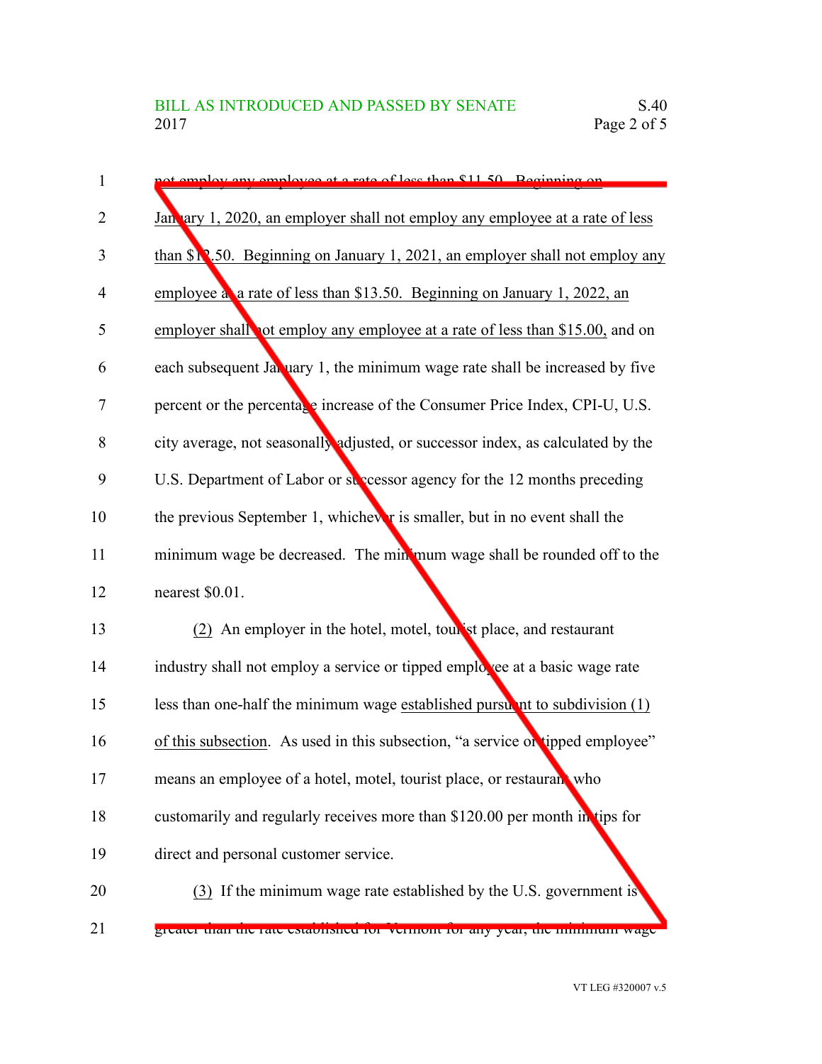not employ any employee at a rate of less than $11.50. Beginning on January 1, 2020, an employer shall not employ any employee at a rate of less than $12.50. Beginning on January 1, 2021, an employer shall not employ any employee at a rate of less than $13.50. Beginning on January 1, 2022, an employer shall not employ any employee at a rate of less than $15.00, and on each subsequent January 1, the minimum wage rate shall be increased by five percent or the percentage increase of the Consumer Price Index, CPI-U, U.S. city average, not seasonally adjusted, or successor index, as calculated by the U.S. Department of Labor or successor agency for the 12 months preceding the previous September 1, whichever is smaller, but in no event shall the minimum wage be decreased. The minimum wage shall be rounded off to the nearest $0.01.

(2) An employer in the hotel, motel, tourist place, and restaurant industry shall not employ a service or tipped employee at a basic wage rate less than one-half the minimum wage established pursuant to subdivision (1) of this subsection. As used in this subsection, "a service or tipped employee" means an employee of a hotel, motel, tourist place, or restaurant who customarily and regularly receives more than $120.00 per month in tips for direct and personal customer service.

(3) If the minimum wage rate established by the U.S. government is greater than the rate established for Vermont for any year, the minimum wage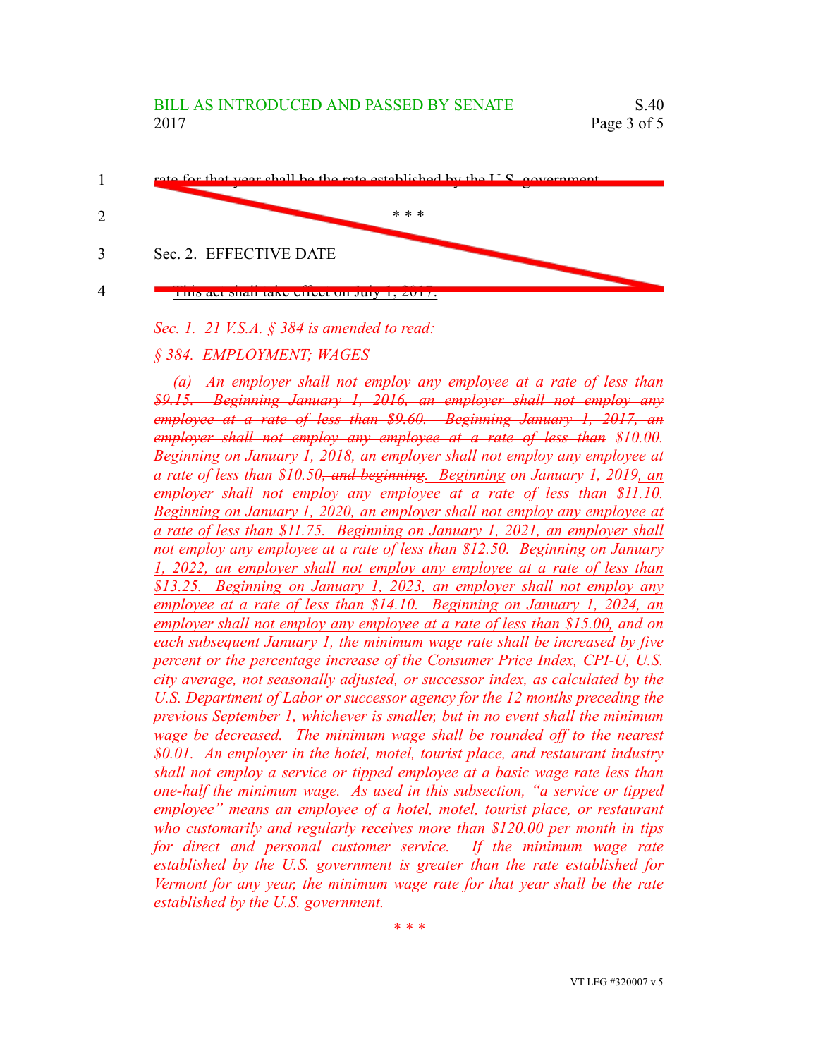rate for that year shall be the rate established by the U.S. government.

\* \* \*

Sec. 2. EFFECTIVE DATE

~~This act shall take effect on July 1, 2017.~~

*Sec. 1. 21 V.S.A. § 384 is amended to read:*

*§ 384. EMPLOYMENT; WAGES*

*(a) An employer shall not employ any employee at a rate of less than ~~$9.15. Beginning January 1, 2016, an employer shall not employ any employee at a rate of less than $9.60. Beginning January 1, 2017, an employer shall not employ any employee at a rate of less than~~ $10.00. Beginning on January 1, 2018, an employer shall not employ any employee at a rate of less than $10.50~~, and beginning~~. <u>Beginning</u> on January 1, 2019<u>, an employer shall not employ any employee at a rate of less than $11.10. Beginning on January 1, 2020, an employer shall not employ any employee at a rate of less than $11.75. Beginning on January 1, 2021, an employer shall not employ any employee at a rate of less than $12.50. Beginning on January 1, 2022, an employer shall not employ any employee at a rate of less than $13.25. Beginning on January 1, 2023, an employer shall not employ any employee at a rate of less than $14.10. Beginning on January 1, 2024, an employer shall not employ any employee at a rate of less than $15.00,</u> and on each subsequent January 1, the minimum wage rate shall be increased by five percent or the percentage increase of the Consumer Price Index, CPI-U, U.S. city average, not seasonally adjusted, or successor index, as calculated by the U.S. Department of Labor or successor agency for the 12 months preceding the previous September 1, whichever is smaller, but in no event shall the minimum wage be decreased. The minimum wage shall be rounded off to the nearest $0.01. An employer in the hotel, motel, tourist place, and restaurant industry shall not employ a service or tipped employee at a basic wage rate less than one-half the minimum wage. As used in this subsection, "a service or tipped employee" means an employee of a hotel, motel, tourist place, or restaurant who customarily and regularly receives more than $120.00 per month in tips for direct and personal customer service. If the minimum wage rate established by the U.S. government is greater than the rate established for Vermont for any year, the minimum wage rate for that year shall be the rate established by the U.S. government.*

\* \* \*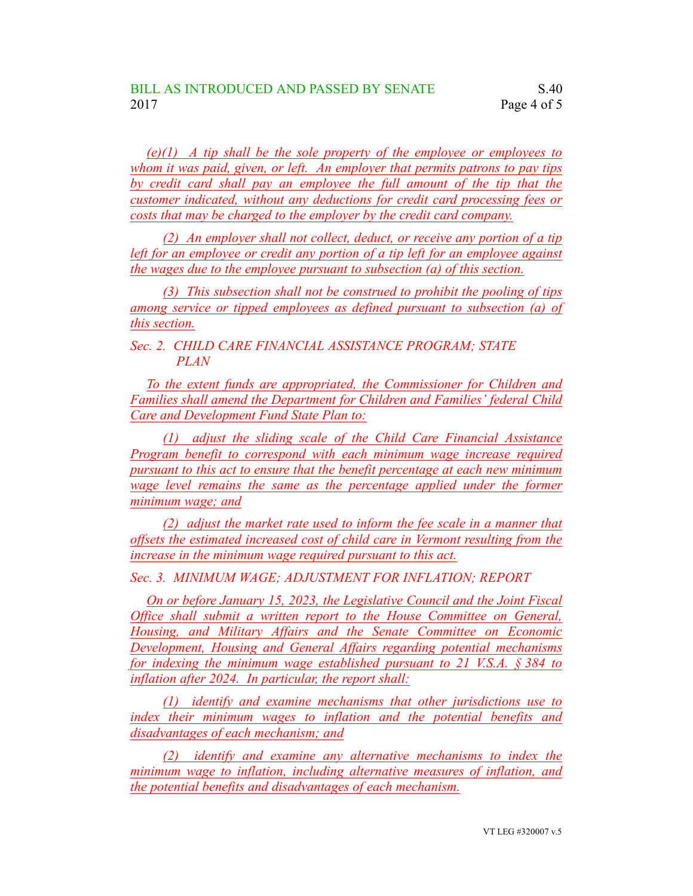*(e)(1) A tip shall be the sole property of the employee or employees to whom it was paid, given, or left. An employer that permits patrons to pay tips by credit card shall pay an employee the full amount of the tip that the customer indicated, without any deductions for credit card processing fees or costs that may be charged to the employer by the credit card company.*

*(2) An employer shall not collect, deduct, or receive any portion of a tip left for an employee or credit any portion of a tip left for an employee against the wages due to the employee pursuant to subsection (a) of this section.*

*(3) This subsection shall not be construed to prohibit the pooling of tips among service or tipped employees as defined pursuant to subsection (a) of this section.*

*Sec. 2. CHILD CARE FINANCIAL ASSISTANCE PROGRAM; STATE PLAN*

*To the extent funds are appropriated, the Commissioner for Children and Families shall amend the Department for Children and Families' federal Child Care and Development Fund State Plan to:*

*(1) adjust the sliding scale of the Child Care Financial Assistance Program benefit to correspond with each minimum wage increase required pursuant to this act to ensure that the benefit percentage at each new minimum wage level remains the same as the percentage applied under the former minimum wage; and*

*(2) adjust the market rate used to inform the fee scale in a manner that offsets the estimated increased cost of child care in Vermont resulting from the increase in the minimum wage required pursuant to this act.*

*Sec. 3. MINIMUM WAGE; ADJUSTMENT FOR INFLATION; REPORT*

*On or before January 15, 2023, the Legislative Council and the Joint Fiscal Office shall submit a written report to the House Committee on General, Housing, and Military Affairs and the Senate Committee on Economic Development, Housing and General Affairs regarding potential mechanisms for indexing the minimum wage established pursuant to 21 V.S.A. § 384 to inflation after 2024. In particular, the report shall:*

*(1) identify and examine mechanisms that other jurisdictions use to index their minimum wages to inflation and the potential benefits and disadvantages of each mechanism; and*

*(2) identify and examine any alternative mechanisms to index the minimum wage to inflation, including alternative measures of inflation, and the potential benefits and disadvantages of each mechanism.*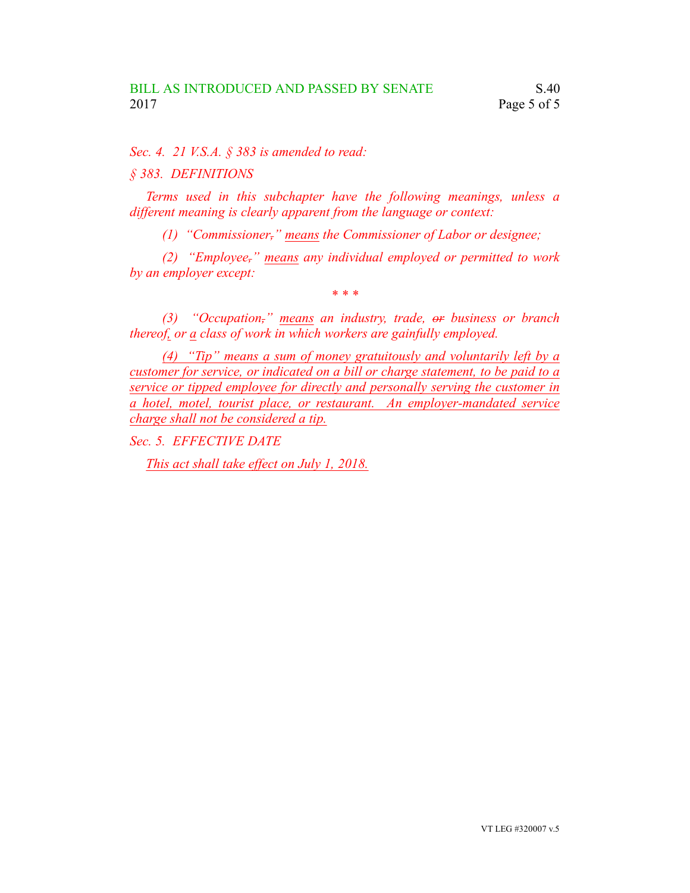*Sec. 4. 21 V.S.A. § 383 is amended to read:*

*§ 383. DEFINITIONS*

*Terms used in this subchapter have the following meanings, unless a different meaning is clearly apparent from the language or context:*

*(1) "Commissioner~~,~~" <u>means</u> the Commissioner of Labor or designee;*

*(2) "Employee~~,~~" <u>means</u> any individual employed or permitted to work by an employer except:*

*\* \* \**

*(3) "Occupation~~,~~" <u>means</u> an industry, trade, ~~or~~ business or branch thereof<u>,</u> or <u>a</u> class of work in which workers are gainfully employed.*

*<u>(4) "Tip" means a sum of money gratuitously and voluntarily left by a customer for service, or indicated on a bill or charge statement, to be paid to a service or tipped employee for directly and personally serving the customer in a hotel, motel, tourist place, or restaurant. An employer-mandated service charge shall not be considered a tip.</u>*

*Sec. 5. EFFECTIVE DATE*

*<u>This act shall take effect on July 1, 2018.</u>*